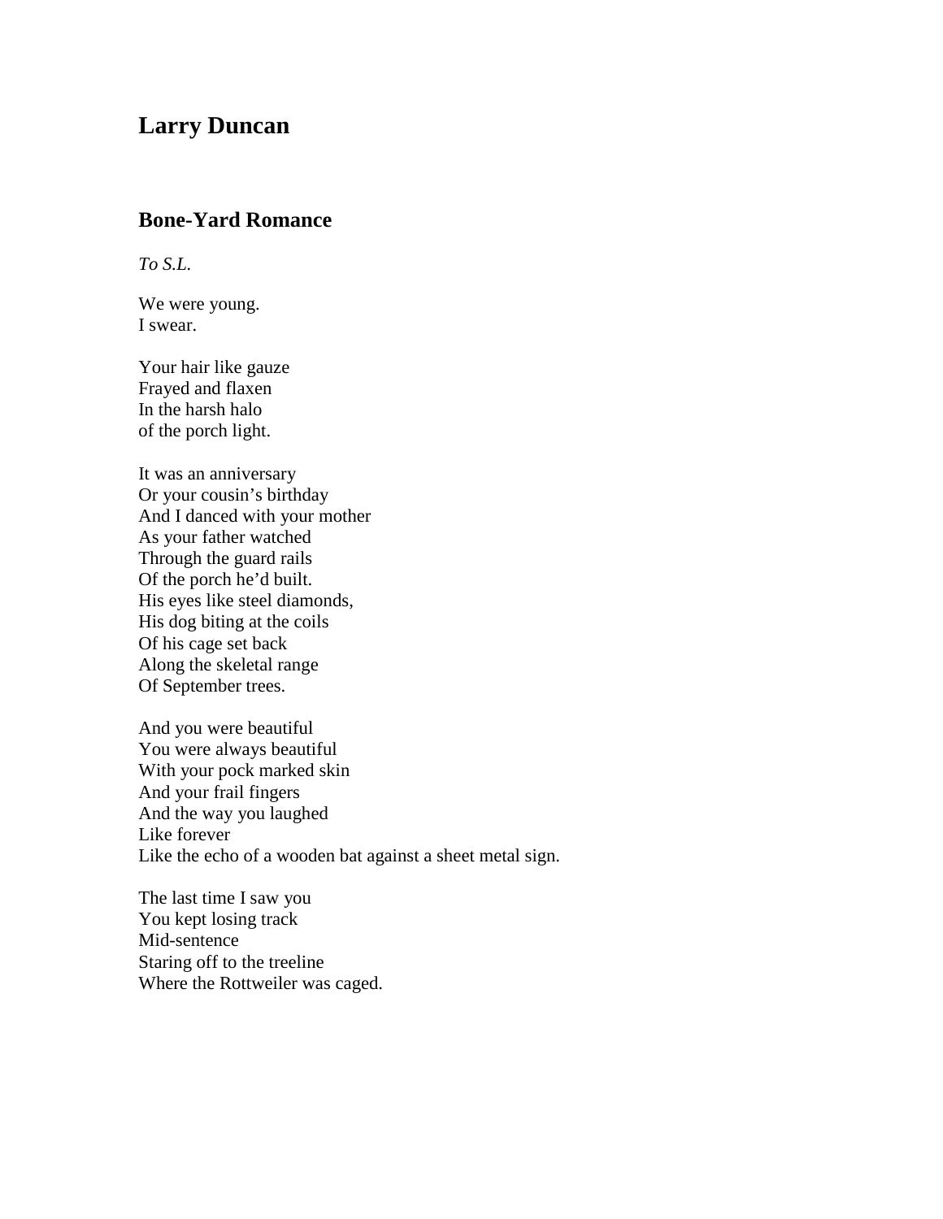# Larry Duncan

## Bone-Yard Romance

*To S.L.*

We were young.  
I swear.

Your hair like gauze  
Frayed and flaxen  
In the harsh halo  
of the porch light.

It was an anniversary  
Or your cousin's birthday  
And I danced with your mother  
As your father watched  
Through the guard rails  
Of the porch he'd built.  
His eyes like steel diamonds,  
His dog biting at the coils  
Of his cage set back  
Along the skeletal range  
Of September trees.

And you were beautiful  
You were always beautiful  
With your pock marked skin  
And your frail fingers  
And the way you laughed  
Like forever  
Like the echo of a wooden bat against a sheet metal sign.

The last time I saw you  
You kept losing track  
Mid-sentence  
Staring off to the treeline  
Where the Rottweiler was caged.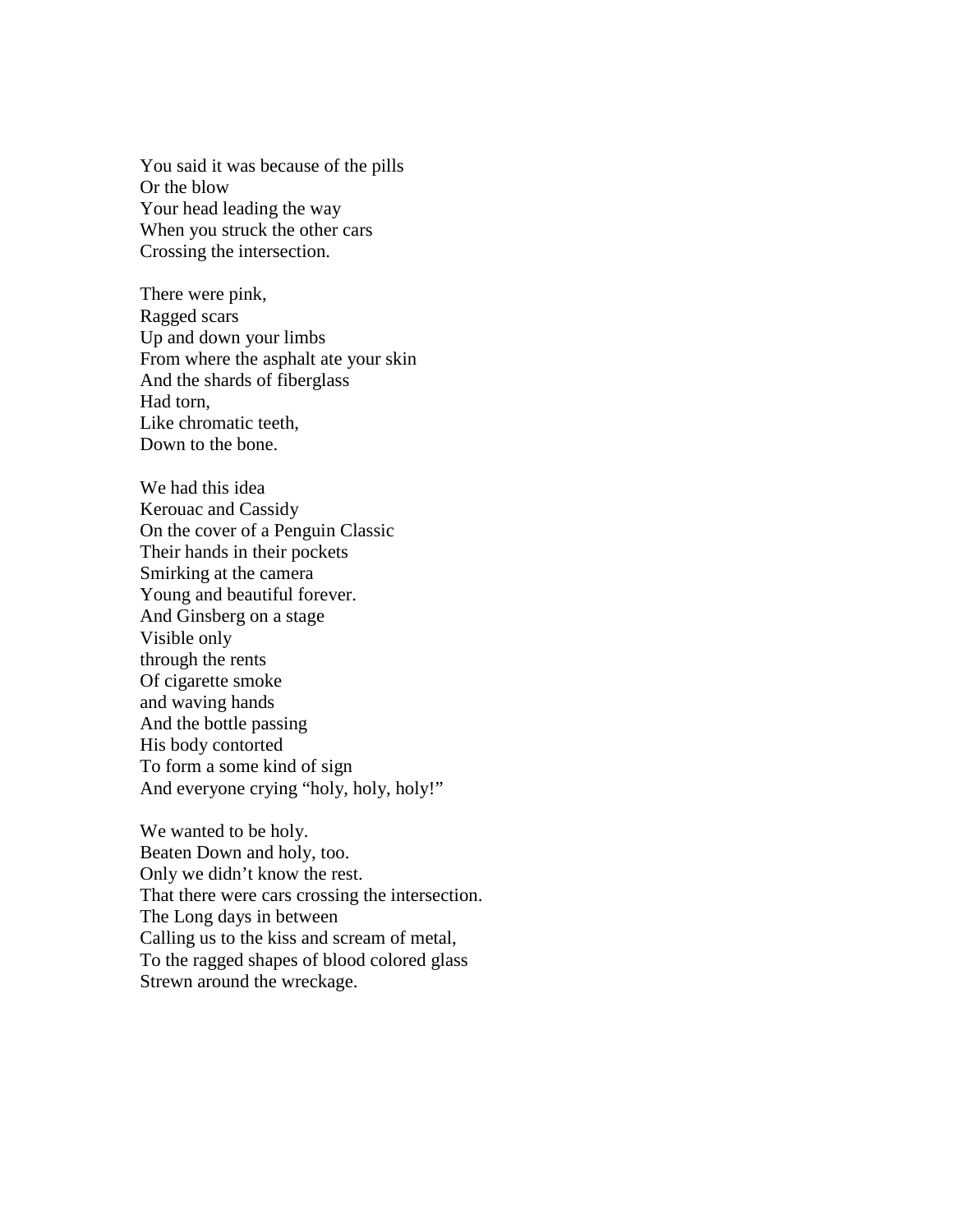You said it was because of the pills  
Or the blow  
Your head leading the way  
When you struck the other cars  
Crossing the intersection.

There were pink,  
Ragged scars  
Up and down your limbs  
From where the asphalt ate your skin  
And the shards of fiberglass  
Had torn,  
Like chromatic teeth,  
Down to the bone.

We had this idea  
Kerouac and Cassidy  
On the cover of a Penguin Classic  
Their hands in their pockets  
Smirking at the camera  
Young and beautiful forever.  
And Ginsberg on a stage  
Visible only  
through the rents  
Of cigarette smoke  
and waving hands  
And the bottle passing  
His body contorted  
To form a some kind of sign  
And everyone crying “holy, holy, holy!”

We wanted to be holy.  
Beaten Down and holy, too.  
Only we didn’t know the rest.  
That there were cars crossing the intersection.  
The Long days in between  
Calling us to the kiss and scream of metal,  
To the ragged shapes of blood colored glass  
Strewn around the wreckage.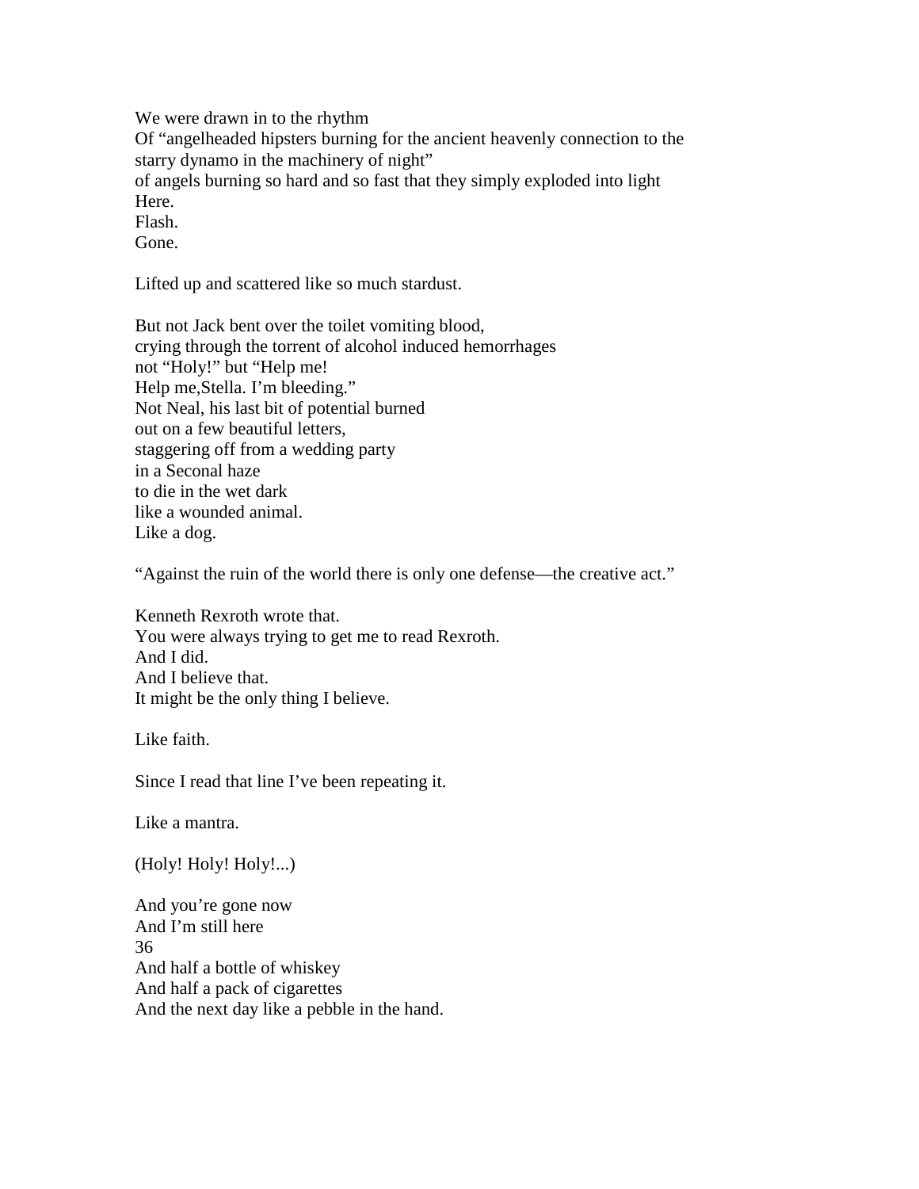We were drawn in to the rhythm
Of “angelheaded hipsters burning for the ancient heavenly connection to the starry dynamo in the machinery of night”
of angels burning so hard and so fast that they simply exploded into light
Here.
Flash.
Gone.

Lifted up and scattered like so much stardust.

But not Jack bent over the toilet vomiting blood,
crying through the torrent of alcohol induced hemorrhages
not “Holy!” but “Help me!
Help me,Stella. I’m bleeding.”
Not Neal, his last bit of potential burned
out on a few beautiful letters,
staggering off from a wedding party
in a Seconal haze
to die in the wet dark
like a wounded animal.
Like a dog.

“Against the ruin of the world there is only one defense—the creative act.”

Kenneth Rexroth wrote that.
You were always trying to get me to read Rexroth.
And I did.
And I believe that.
It might be the only thing I believe.

Like faith.

Since I read that line I’ve been repeating it.

Like a mantra.

(Holy! Holy! Holy!...)

And you’re gone now
And I’m still here
36
And half a bottle of whiskey
And half a pack of cigarettes
And the next day like a pebble in the hand.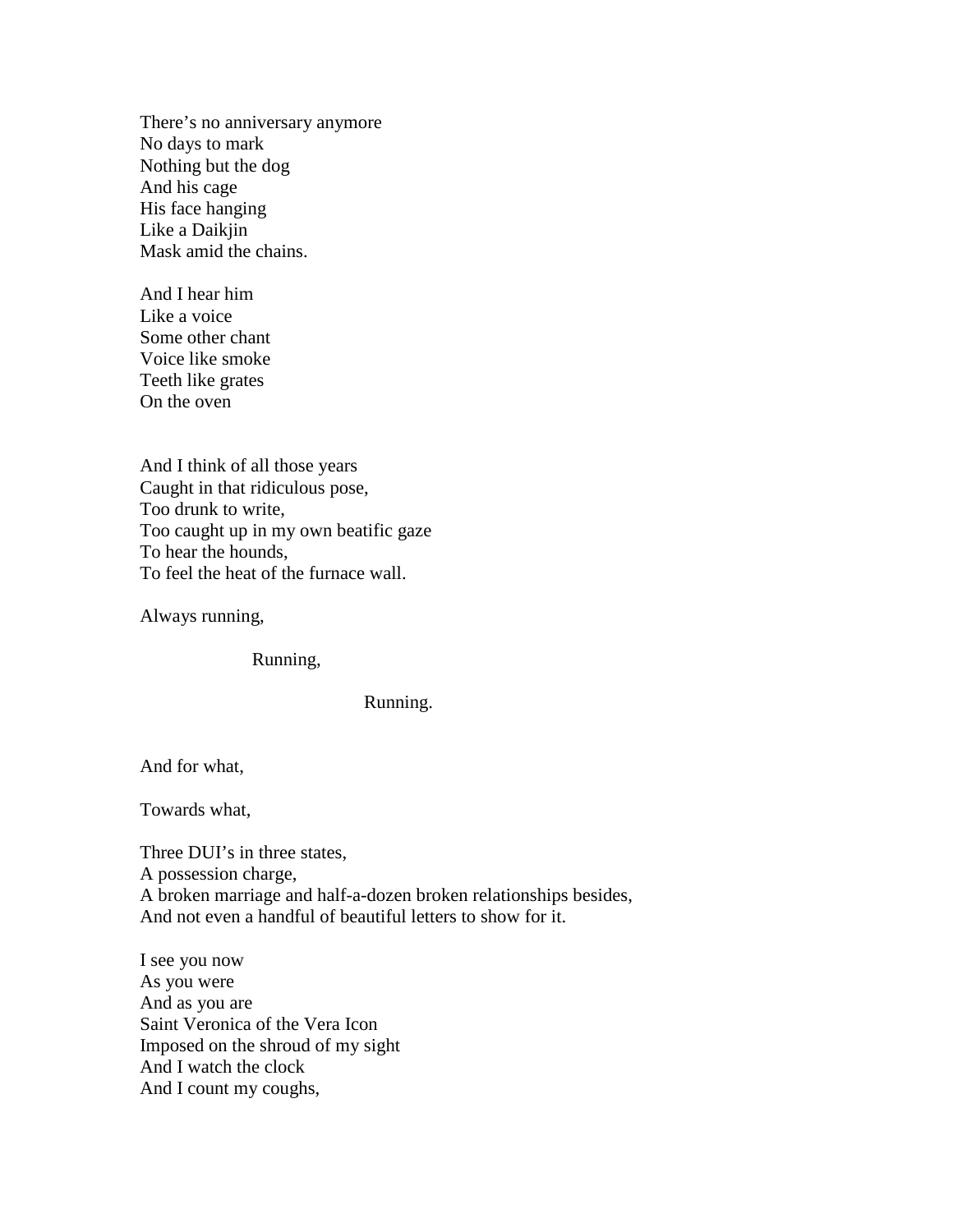There's no anniversary anymore  
No days to mark  
Nothing but the dog  
And his cage  
His face hanging  
Like a Daikjin  
Mask amid the chains.

And I hear him  
Like a voice  
Some other chant  
Voice like smoke  
Teeth like grates  
On the oven

And I think of all those years  
Caught in that ridiculous pose,  
Too drunk to write,  
Too caught up in my own beatific gaze  
To hear the hounds,  
To feel the heat of the furnace wall.

Always running,

&nbsp;&nbsp;&nbsp;&nbsp;&nbsp;&nbsp;&nbsp;&nbsp;&nbsp;&nbsp;&nbsp;&nbsp;&nbsp;&nbsp;&nbsp;&nbsp;Running,

&nbsp;&nbsp;&nbsp;&nbsp;&nbsp;&nbsp;&nbsp;&nbsp;&nbsp;&nbsp;&nbsp;&nbsp;&nbsp;&nbsp;&nbsp;&nbsp;&nbsp;&nbsp;&nbsp;&nbsp;&nbsp;&nbsp;&nbsp;&nbsp;&nbsp;&nbsp;&nbsp;&nbsp;&nbsp;&nbsp;&nbsp;&nbsp;Running.

And for what,

Towards what,

Three DUI's in three states,  
A possession charge,  
A broken marriage and half-a-dozen broken relationships besides,  
And not even a handful of beautiful letters to show for it.

I see you now  
As you were  
And as you are  
Saint Veronica of the Vera Icon  
Imposed on the shroud of my sight  
And I watch the clock  
And I count my coughs,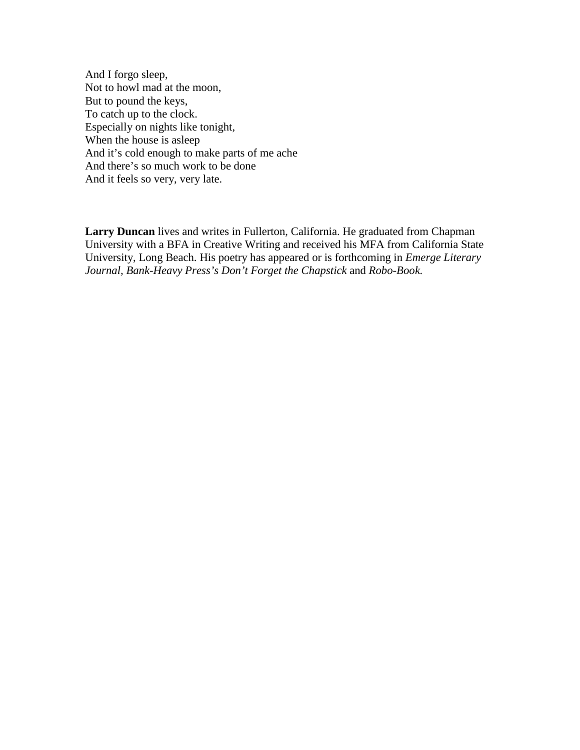And I forgo sleep,  
Not to howl mad at the moon,  
But to pound the keys,  
To catch up to the clock.  
Especially on nights like tonight,  
When the house is asleep  
And it's cold enough to make parts of me ache  
And there's so much work to be done  
And it feels so very, very late.

**Larry Duncan** lives and writes in Fullerton, California. He graduated from Chapman University with a BFA in Creative Writing and received his MFA from California State University, Long Beach. His poetry has appeared or is forthcoming in *Emerge Literary Journal, Bank-Heavy Press's Don't Forget the Chapstick* and *Robo-Book.*